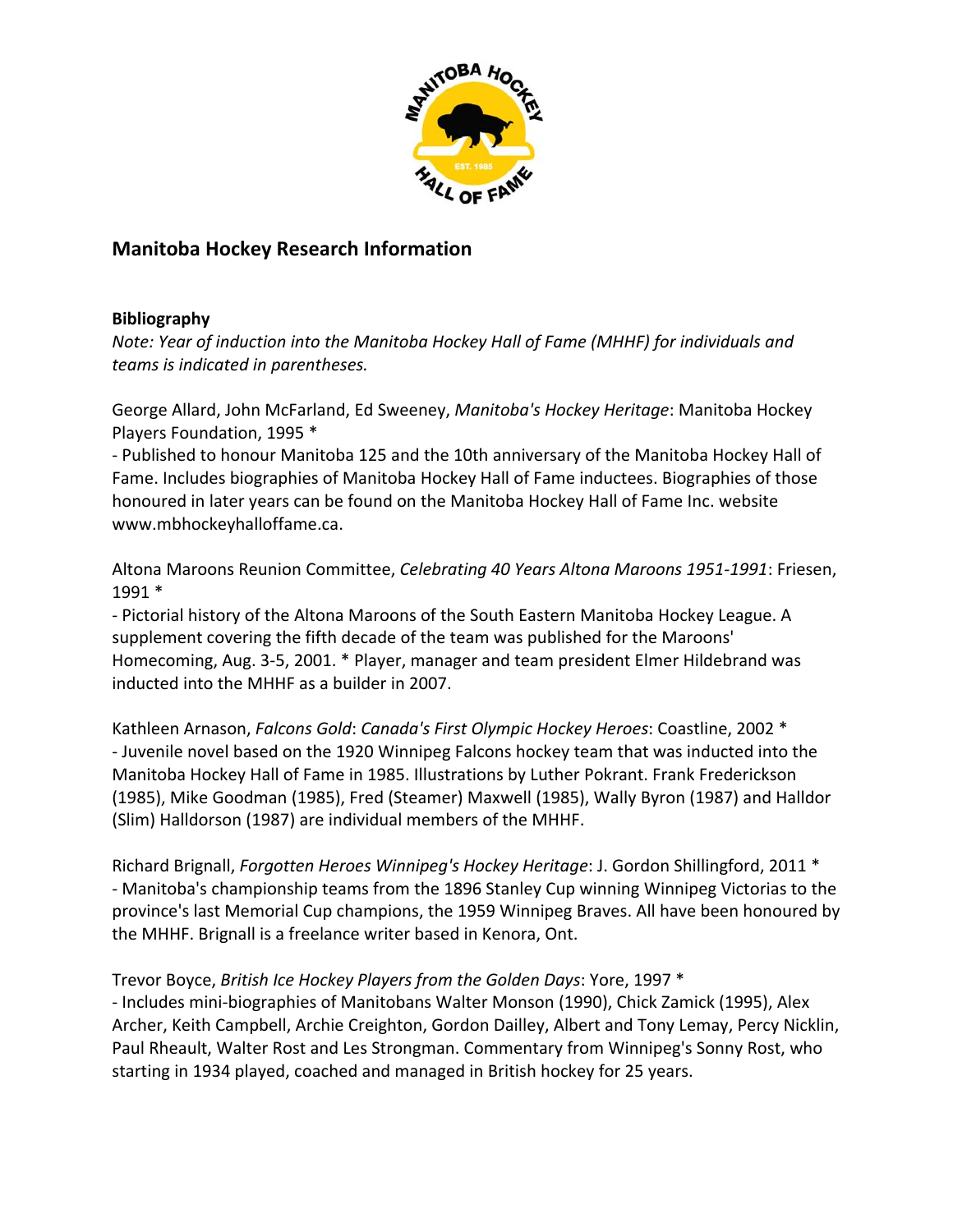## Manitoba Hockey Research Information

### Bibliography

*Note: Year of induction into the Manitoba Hockey Hall of Fame (MHHF) for individuals and teams is indicated in parentheses.*

George Allard, John McFarland, Ed Sweeney, *Manitoba's Hockey Heritage*: Manitoba Hockey Players Foundation, 1995 *
- Published to honour Manitoba 125 and the 10th anniversary of the Manitoba Hockey Hall of Fame. Includes biographies of Manitoba Hockey Hall of Fame inductees. Biographies of those honoured in later years can be found on the Manitoba Hockey Hall of Fame Inc. website www.mbhockeyhalloffame.ca.

Altona Maroons Reunion Committee, *Celebrating 40 Years Altona Maroons 1951-1991*: Friesen, 1991 *
- Pictorial history of the Altona Maroons of the South Eastern Manitoba Hockey League. A supplement covering the fifth decade of the team was published for the Maroons' Homecoming, Aug. 3-5, 2001. * Player, manager and team president Elmer Hildebrand was inducted into the MHHF as a builder in 2007.

Kathleen Arnason, *Falcons Gold*: *Canada's First Olympic Hockey Heroes*: Coastline, 2002 *
- Juvenile novel based on the 1920 Winnipeg Falcons hockey team that was inducted into the Manitoba Hockey Hall of Fame in 1985. Illustrations by Luther Pokrant. Frank Frederickson (1985), Mike Goodman (1985), Fred (Steamer) Maxwell (1985), Wally Byron (1987) and Halldor (Slim) Halldorson (1987) are individual members of the MHHF.

Richard Brignall, *Forgotten Heroes Winnipeg's Hockey Heritage*: J. Gordon Shillingford, 2011 *
- Manitoba's championship teams from the 1896 Stanley Cup winning Winnipeg Victorias to the province's last Memorial Cup champions, the 1959 Winnipeg Braves. All have been honoured by the MHHF. Brignall is a freelance writer based in Kenora, Ont.

Trevor Boyce, *British Ice Hockey Players from the Golden Days*: Yore, 1997 *
- Includes mini-biographies of Manitobans Walter Monson (1990), Chick Zamick (1995), Alex Archer, Keith Campbell, Archie Creighton, Gordon Dailley, Albert and Tony Lemay, Percy Nicklin, Paul Rheault, Walter Rost and Les Strongman. Commentary from Winnipeg's Sonny Rost, who starting in 1934 played, coached and managed in British hockey for 25 years.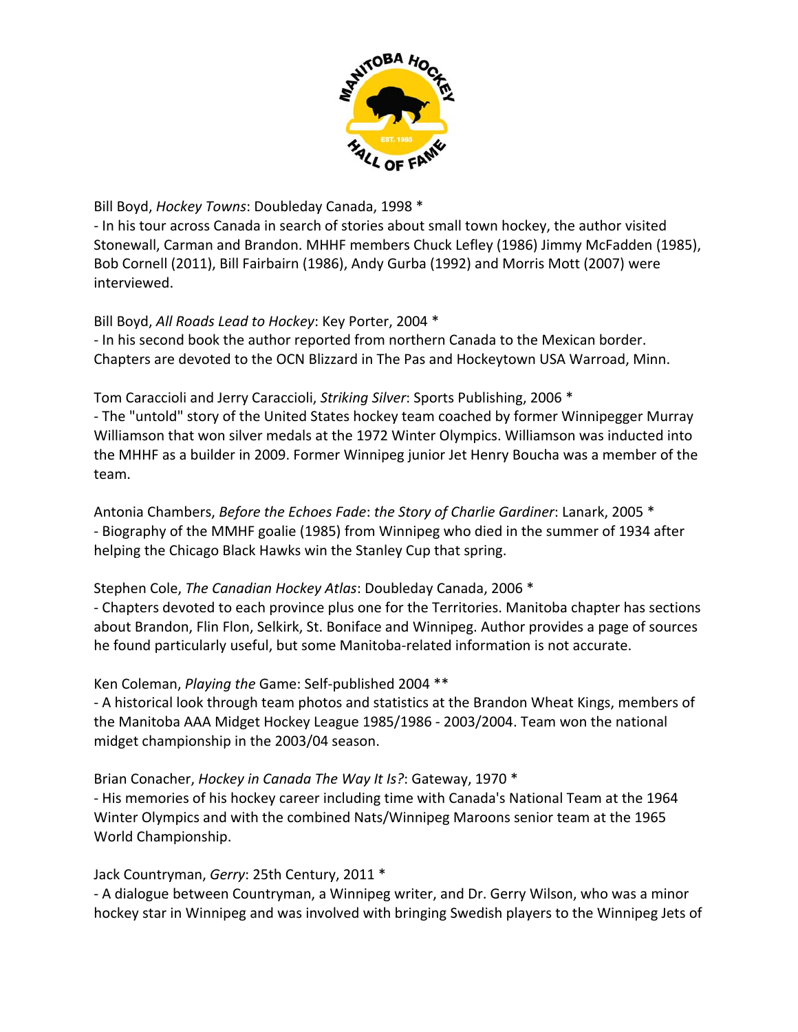Bill Boyd, *Hockey Towns*: Doubleday Canada, 1998 *
- In his tour across Canada in search of stories about small town hockey, the author visited Stonewall, Carman and Brandon. MHHF members Chuck Lefley (1986) Jimmy McFadden (1985), Bob Cornell (2011), Bill Fairbairn (1986), Andy Gurba (1992) and Morris Mott (2007) were interviewed.

Bill Boyd, *All Roads Lead to Hockey*: Key Porter, 2004 *
- In his second book the author reported from northern Canada to the Mexican border. Chapters are devoted to the OCN Blizzard in The Pas and Hockeytown USA Warroad, Minn.

Tom Caraccioli and Jerry Caracciloli, *Striking Silver*: Sports Publishing, 2006 *
- The "untold" story of the United States hockey team coached by former Winnipegger Murray Williamson that won silver medals at the 1972 Winter Olympics. Williamson was inducted into the MHHF as a builder in 2009. Former Winnipeg junior Jet Henry Boucha was a member of the team.

Antonia Chambers, *Before the Echoes Fade*: *the Story of Charlie Gardiner*: Lanark, 2005 *
- Biography of the MMHF goalie (1985) from Winnipeg who died in the summer of 1934 after helping the Chicago Black Hawks win the Stanley Cup that spring.

Stephen Cole, *The Canadian Hockey Atlas*: Doubleday Canada, 2006 *
- Chapters devoted to each province plus one for the Territories. Manitoba chapter has sections about Brandon, Flin Flon, Selkirk, St. Boniface and Winnipeg. Author provides a page of sources he found particularly useful, but some Manitoba-related information is not accurate.

Ken Coleman, *Playing the* Game: Self-published 2004 **
- A historical look through team photos and statistics at the Brandon Wheat Kings, members of the Manitoba AAA Midget Hockey League 1985/1986 - 2003/2004. Team won the national midget championship in the 2003/04 season.

Brian Conacher, *Hockey in Canada The Way It Is?*: Gateway, 1970 *
- His memories of his hockey career including time with Canada's National Team at the 1964 Winter Olympics and with the combined Nats/Winnipeg Maroons senior team at the 1965 World Championship.

Jack Countryman, *Gerry*: 25th Century, 2011 *
- A dialogue between Countryman, a Winnipeg writer, and Dr. Gerry Wilson, who was a minor hockey star in Winnipeg and was involved with bringing Swedish players to the Winnipeg Jets of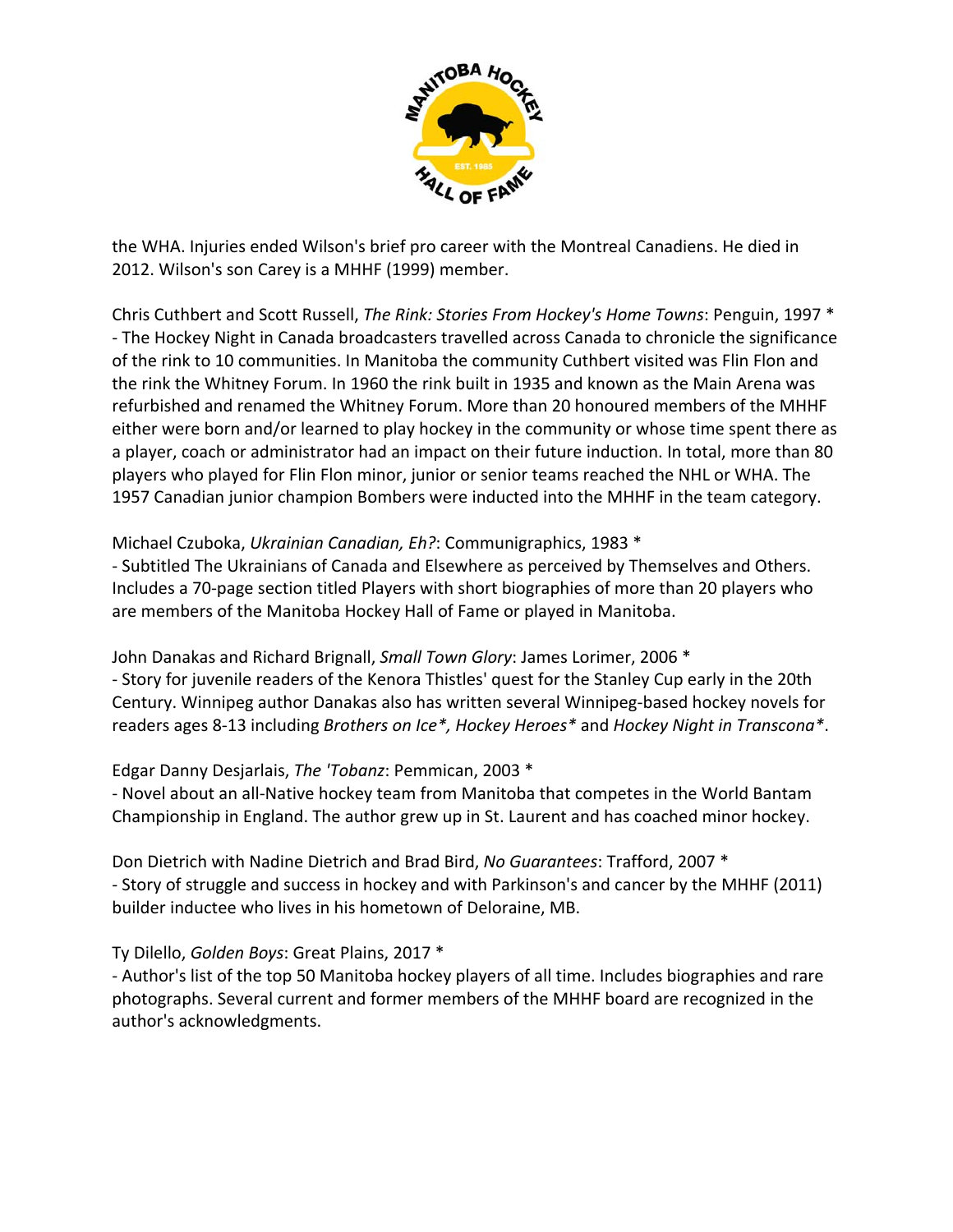the WHA. Injuries ended Wilson's brief pro career with the Montreal Canadiens. He died in 2012. Wilson's son Carey is a MHHF (1999) member.

Chris Cuthbert and Scott Russell, *The Rink: Stories From Hockey's Home Towns*: Penguin, 1997 *
- The Hockey Night in Canada broadcasters travelled across Canada to chronicle the significance of the rink to 10 communities. In Manitoba the community Cuthbert visited was Flin Flon and the rink the Whitney Forum. In 1960 the rink built in 1935 and known as the Main Arena was refurbished and renamed the Whitney Forum. More than 20 honoured members of the MHHF either were born and/or learned to play hockey in the community or whose time spent there as a player, coach or administrator had an impact on their future induction. In total, more than 80 players who played for Flin Flon minor, junior or senior teams reached the NHL or WHA. The 1957 Canadian junior champion Bombers were inducted into the MHHF in the team category.

Michael Czuboka, *Ukrainian Canadian, Eh?*: Communigraphics, 1983 *
- Subtitled The Ukrainians of Canada and Elsewhere as perceived by Themselves and Others. Includes a 70-page section titled Players with short biographies of more than 20 players who are members of the Manitoba Hockey Hall of Fame or played in Manitoba.

John Danakas and Richard Brignall, *Small Town Glory*: James Lorimer, 2006 *
- Story for juvenile readers of the Kenora Thistles' quest for the Stanley Cup early in the 20th Century. Winnipeg author Danakas also has written several Winnipeg-based hockey novels for readers ages 8-13 including *Brothers on Ice*, Hockey Heroes** and *Hockey Night in Transcona**.

Edgar Danny Desjarlais, *The 'Tobanz*: Pemmican, 2003 *
- Novel about an all-Native hockey team from Manitoba that competes in the World Bantam Championship in England. The author grew up in St. Laurent and has coached minor hockey.

Don Dietrich with Nadine Dietrich and Brad Bird, *No Guarantees*: Trafford, 2007 *
- Story of struggle and success in hockey and with Parkinson's and cancer by the MHHF (2011) builder inductee who lives in his hometown of Deloraine, MB.

Ty Dilello, *Golden Boys*: Great Plains, 2017 *
- Author's list of the top 50 Manitoba hockey players of all time. Includes biographies and rare photographs. Several current and former members of the MHHF board are recognized in the author's acknowledgments.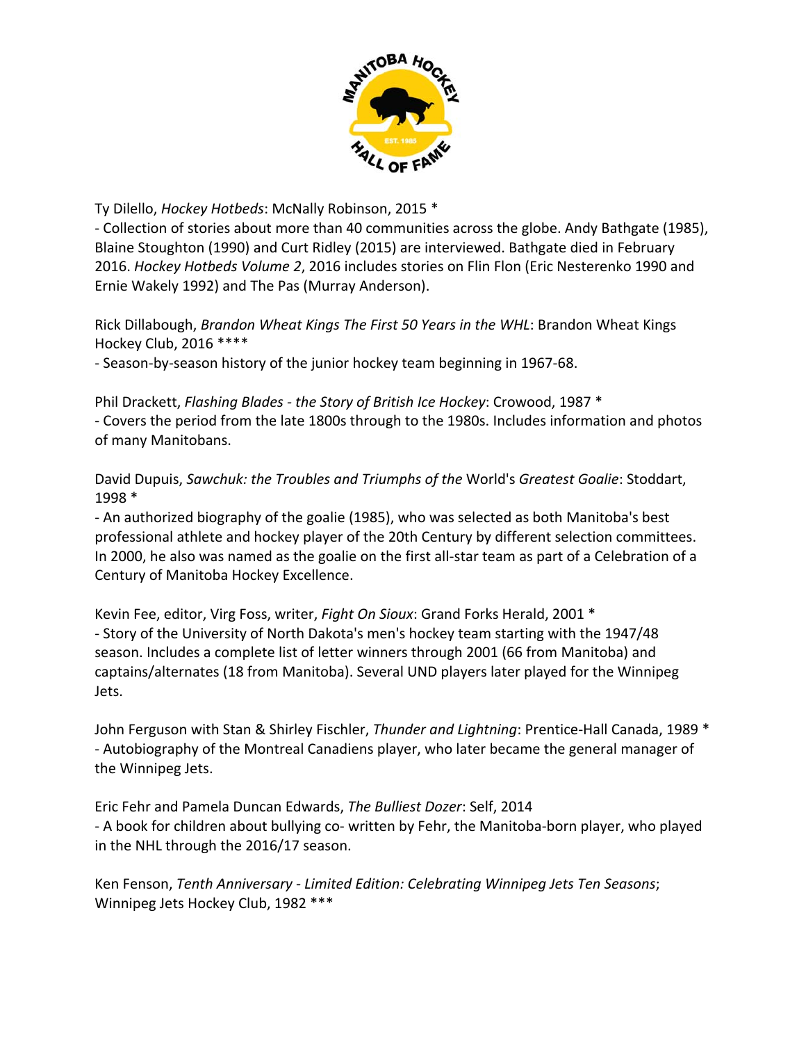Ty Dilello, *Hockey Hotbeds*: McNally Robinson, 2015 *
- Collection of stories about more than 40 communities across the globe. Andy Bathgate (1985), Blaine Stoughton (1990) and Curt Ridley (2015) are interviewed. Bathgate died in February 2016. *Hockey Hotbeds Volume 2*, 2016 includes stories on Flin Flon (Eric Nesterenko 1990 and Ernie Wakely 1992) and The Pas (Murray Anderson).

Rick Dillabough, *Brandon Wheat Kings The First 50 Years in the WHL*: Brandon Wheat Kings Hockey Club, 2016 ****
- Season-by-season history of the junior hockey team beginning in 1967-68.

Phil Drackett, *Flashing Blades - the Story of British Ice Hockey*: Crowood, 1987 *
- Covers the period from the late 1800s through to the 1980s. Includes information and photos of many Manitobans.

David Dupuis, *Sawchuk: the Troubles and Triumphs of the* World's *Greatest Goalie*: Stoddart, 1998 *
- An authorized biography of the goalie (1985), who was selected as both Manitoba's best professional athlete and hockey player of the 20th Century by different selection committees. In 2000, he also was named as the goalie on the first all-star team as part of a Celebration of a Century of Manitoba Hockey Excellence.

Kevin Fee, editor, Virg Foss, writer, *Fight On Sioux*: Grand Forks Herald, 2001 *
- Story of the University of North Dakota's men's hockey team starting with the 1947/48 season. Includes a complete list of letter winners through 2001 (66 from Manitoba) and captains/alternates (18 from Manitoba). Several UND players later played for the Winnipeg Jets.

John Ferguson with Stan & Shirley Fischler, *Thunder and Lightning*: Prentice-Hall Canada, 1989 *
- Autobiography of the Montreal Canadiens player, who later became the general manager of the Winnipeg Jets.

Eric Fehr and Pamela Duncan Edwards, *The Bulliest Dozer*: Self, 2014
- A book for children about bullying co- written by Fehr, the Manitoba-born player, who played in the NHL through the 2016/17 season.

Ken Fenson, *Tenth Anniversary - Limited Edition: Celebrating Winnipeg Jets Ten Seasons*; Winnipeg Jets Hockey Club, 1982 ***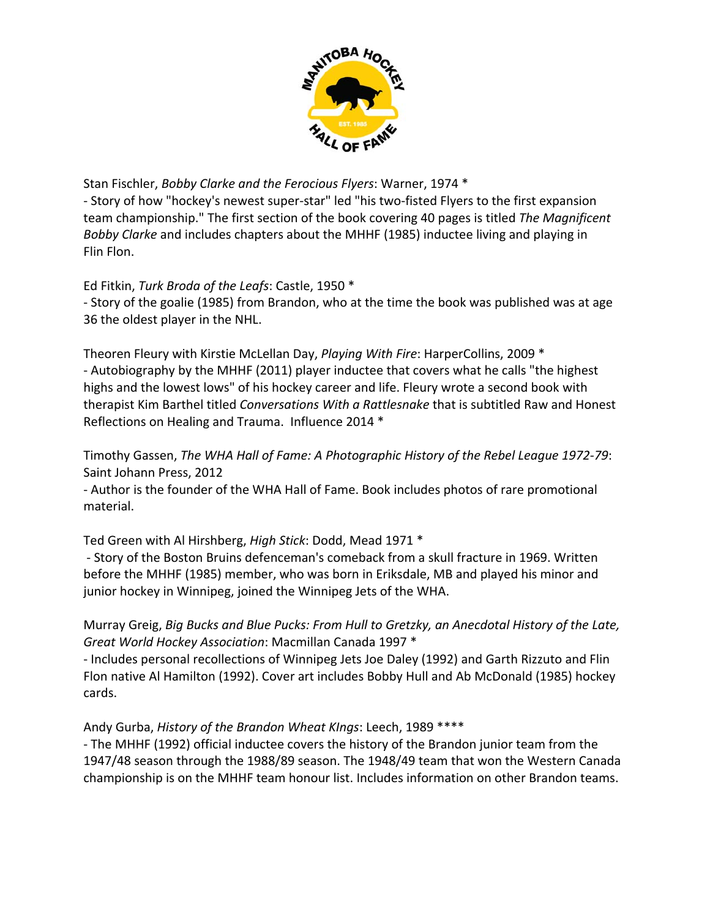Stan Fischler, *Bobby Clarke and the Ferocious Flyers*: Warner, 1974 *
- Story of how "hockey's newest super-star" led "his two-fisted Flyers to the first expansion team championship." The first section of the book covering 40 pages is titled *The Magnificent Bobby Clarke* and includes chapters about the MHHF (1985) inductee living and playing in Flin Flon.

Ed Fitkin, *Turk Broda of the Leafs*: Castle, 1950 *
- Story of the goalie (1985) from Brandon, who at the time the book was published was at age 36 the oldest player in the NHL.

Theoren Fleury with Kirstie McLellan Day, *Playing With Fire*: HarperCollins, 2009 *
- Autobiography by the MHHF (2011) player inductee that covers what he calls "the highest highs and the lowest lows" of his hockey career and life. Fleury wrote a second book with therapist Kim Barthel titled *Conversations With a Rattlesnake* that is subtitled Raw and Honest Reflections on Healing and Trauma. Influence 2014 *

Timothy Gassen, *The WHA Hall of Fame: A Photographic History of the Rebel League 1972-79*: Saint Johann Press, 2012
- Author is the founder of the WHA Hall of Fame. Book includes photos of rare promotional material.

Ted Green with Al Hirshberg, *High Stick*: Dodd, Mead 1971 *
- Story of the Boston Bruins defenceman's comeback from a skull fracture in 1969. Written before the MHHF (1985) member, who was born in Eriksdale, MB and played his minor and junior hockey in Winnipeg, joined the Winnipeg Jets of the WHA.

Murray Greig, *Big Bucks and Blue Pucks: From Hull to Gretzky, an Anecdotal History of the Late, Great World Hockey Association*: Macmillan Canada 1997 *
- Includes personal recollections of Winnipeg Jets Joe Daley (1992) and Garth Rizzuto and Flin Flon native Al Hamilton (1992). Cover art includes Bobby Hull and Ab McDonald (1985) hockey cards.

Andy Gurba, *History of the Brandon Wheat KIngs*: Leech, 1989 ****
- The MHHF (1992) official inductee covers the history of the Brandon junior team from the 1947/48 season through the 1988/89 season. The 1948/49 team that won the Western Canada championship is on the MHHF team honour list. Includes information on other Brandon teams.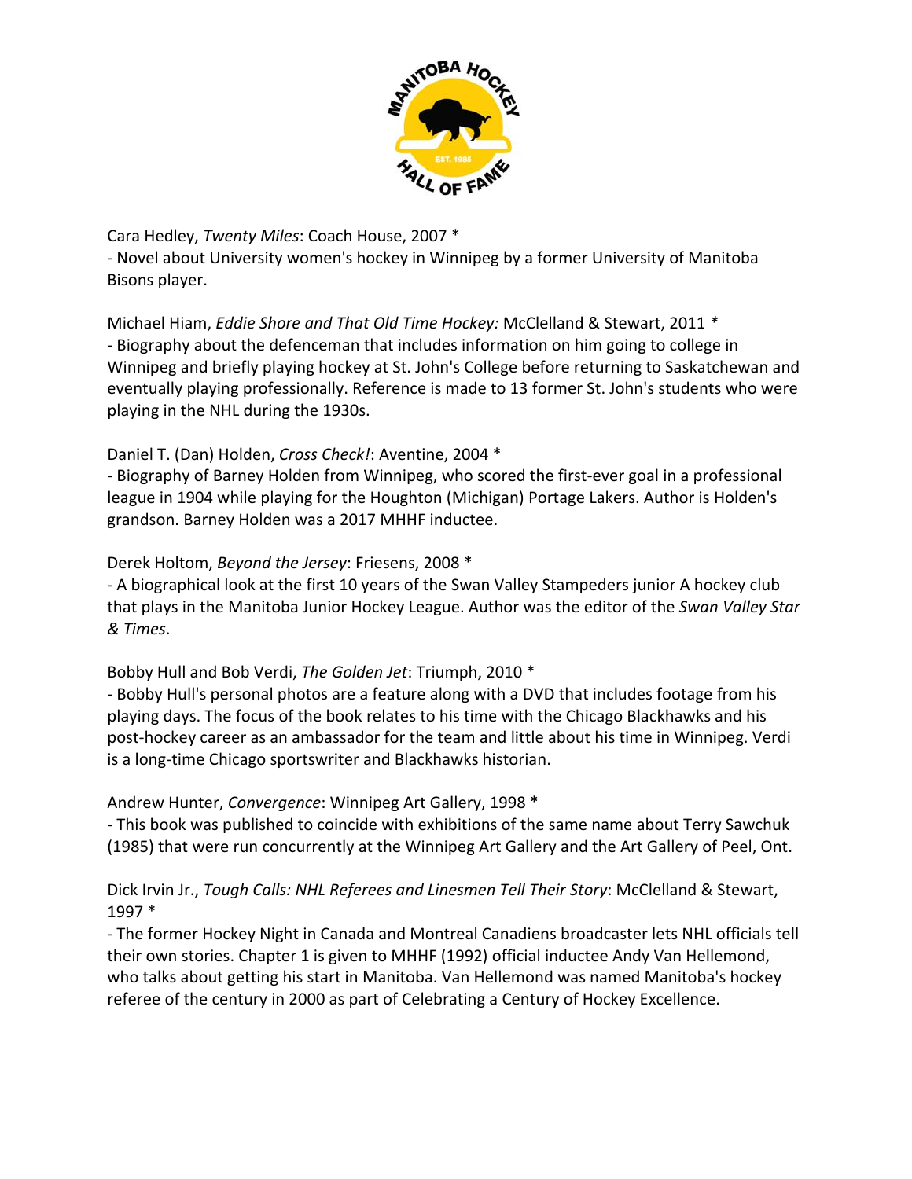Cara Hedley, *Twenty Miles*: Coach House, 2007 *
- Novel about University women's hockey in Winnipeg by a former University of Manitoba Bisons player.

Michael Hiam, *Eddie Shore and That Old Time Hockey:* McClelland & Stewart, 2011 *
- Biography about the defenceman that includes information on him going to college in Winnipeg and briefly playing hockey at St. John's College before returning to Saskatchewan and eventually playing professionally. Reference is made to 13 former St. John's students who were playing in the NHL during the 1930s.

Daniel T. (Dan) Holden, *Cross Check!*: Aventine, 2004 *
- Biography of Barney Holden from Winnipeg, who scored the first-ever goal in a professional league in 1904 while playing for the Houghton (Michigan) Portage Lakers. Author is Holden's grandson. Barney Holden was a 2017 MHHF inductee.

Derek Holtom, *Beyond the Jersey*: Friesens, 2008 *
- A biographical look at the first 10 years of the Swan Valley Stampeders junior A hockey club that plays in the Manitoba Junior Hockey League. Author was the editor of the *Swan Valley Star & Times*.

Bobby Hull and Bob Verdi, *The Golden Jet*: Triumph, 2010 *
- Bobby Hull's personal photos are a feature along with a DVD that includes footage from his playing days. The focus of the book relates to his time with the Chicago Blackhawks and his post-hockey career as an ambassador for the team and little about his time in Winnipeg. Verdi is a long-time Chicago sportswriter and Blackhawks historian.

Andrew Hunter, *Convergence*: Winnipeg Art Gallery, 1998 *
- This book was published to coincide with exhibitions of the same name about Terry Sawchuk (1985) that were run concurrently at the Winnipeg Art Gallery and the Art Gallery of Peel, Ont.

Dick Irvin Jr., *Tough Calls: NHL Referees and Linesmen Tell Their Story*: McClelland & Stewart, 1997 *
- The former Hockey Night in Canada and Montreal Canadiens broadcaster lets NHL officials tell their own stories. Chapter 1 is given to MHHF (1992) official inductee Andy Van Hellemond, who talks about getting his start in Manitoba. Van Hellemond was named Manitoba's hockey referee of the century in 2000 as part of Celebrating a Century of Hockey Excellence.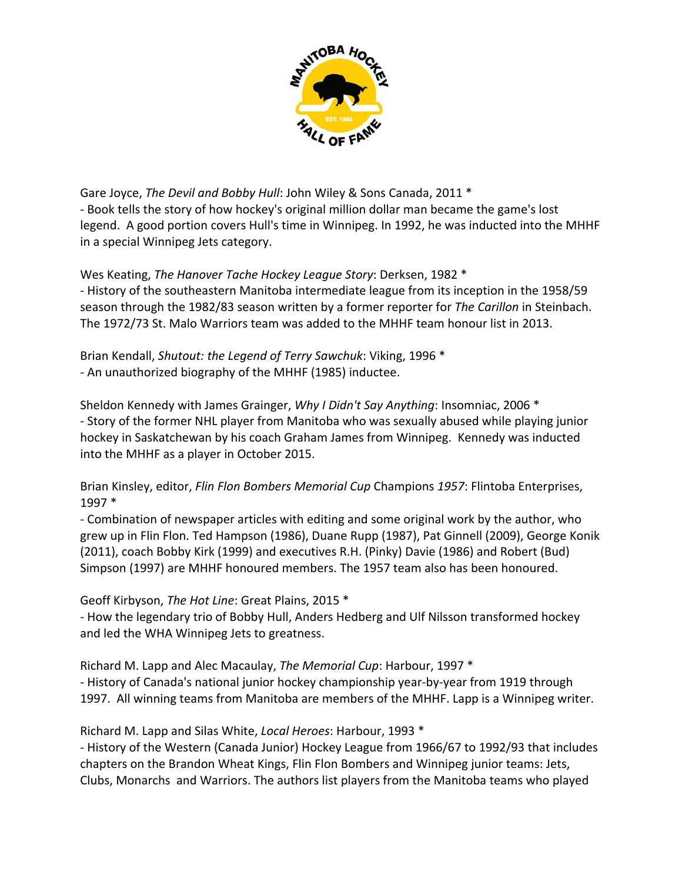Gare Joyce, *The Devil and Bobby Hull*: John Wiley & Sons Canada, 2011 *
- Book tells the story of how hockey's original million dollar man became the game's lost legend. A good portion covers Hull's time in Winnipeg. In 1992, he was inducted into the MHHF in a special Winnipeg Jets category.

Wes Keating, *The Hanover Tache Hockey League Story*: Derksen, 1982 *
- History of the southeastern Manitoba intermediate league from its inception in the 1958/59 season through the 1982/83 season written by a former reporter for *The Carillon* in Steinbach. The 1972/73 St. Malo Warriors team was added to the MHHF team honour list in 2013.

Brian Kendall, *Shutout: the Legend of Terry Sawchuk*: Viking, 1996 *
- An unauthorized biography of the MHHF (1985) inductee.

Sheldon Kennedy with James Grainger, *Why I Didn't Say Anything*: Insomniac, 2006 *
- Story of the former NHL player from Manitoba who was sexually abused while playing junior hockey in Saskatchewan by his coach Graham James from Winnipeg. Kennedy was inducted into the MHHF as a player in October 2015.

Brian Kinsley, editor, *Flin Flon Bombers Memorial Cup* Champions *1957*: Flintoba Enterprises, 1997 *
- Combination of newspaper articles with editing and some original work by the author, who grew up in Flin Flon. Ted Hampson (1986), Duane Rupp (1987), Pat Ginnell (2009), George Konik (2011), coach Bobby Kirk (1999) and executives R.H. (Pinky) Davie (1986) and Robert (Bud) Simpson (1997) are MHHF honoured members. The 1957 team also has been honoured.

Geoff Kirbyson, *The Hot Line*: Great Plains, 2015 *
- How the legendary trio of Bobby Hull, Anders Hedberg and Ulf Nilsson transformed hockey and led the WHA Winnipeg Jets to greatness.

Richard M. Lapp and Alec Macaulay, *The Memorial Cup*: Harbour, 1997 *
- History of Canada's national junior hockey championship year-by-year from 1919 through 1997. All winning teams from Manitoba are members of the MHHF. Lapp is a Winnipeg writer.

Richard M. Lapp and Silas White, *Local Heroes*: Harbour, 1993 *
- History of the Western (Canada Junior) Hockey League from 1966/67 to 1992/93 that includes chapters on the Brandon Wheat Kings, Flin Flon Bombers and Winnipeg junior teams: Jets, Clubs, Monarchs and Warriors. The authors list players from the Manitoba teams who played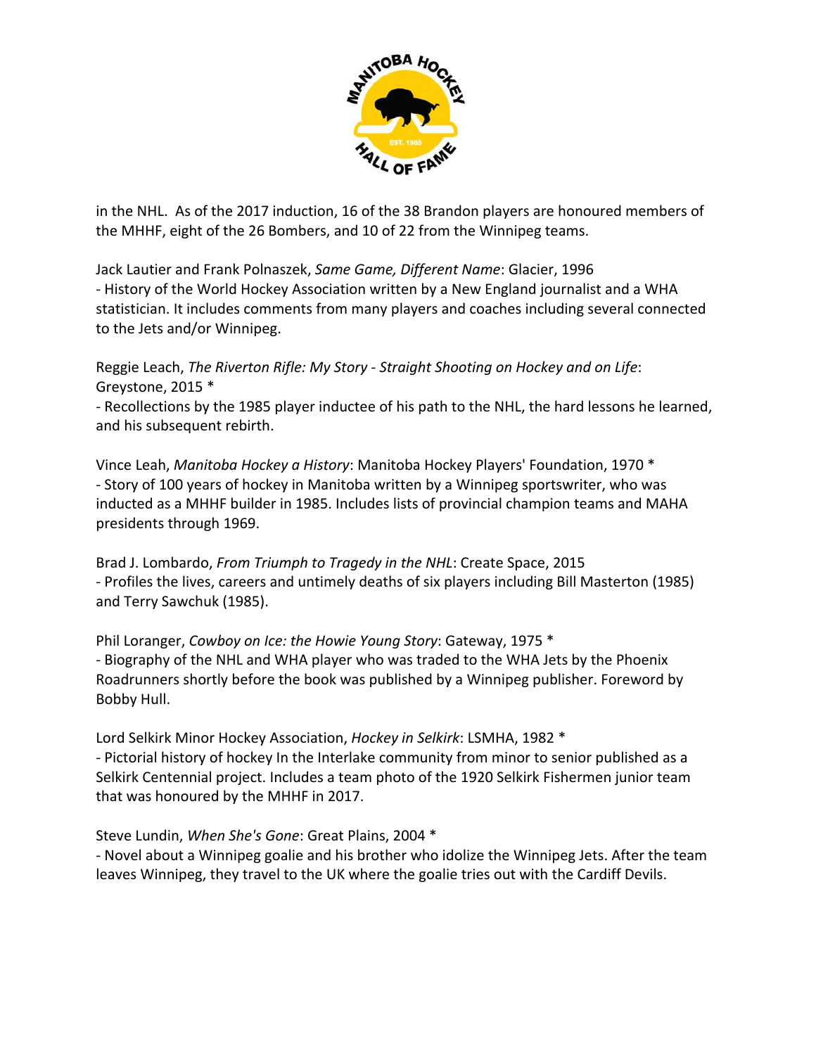in the NHL. As of the 2017 induction, 16 of the 38 Brandon players are honoured members of the MHHF, eight of the 26 Bombers, and 10 of 22 from the Winnipeg teams.

Jack Lautier and Frank Polnaszek, *Same Game, Different Name*: Glacier, 1996
- History of the World Hockey Association written by a New England journalist and a WHA statistician. It includes comments from many players and coaches including several connected to the Jets and/or Winnipeg.

Reggie Leach, *The Riverton Rifle: My Story - Straight Shooting on Hockey and on Life*: Greystone, 2015 *
- Recollections by the 1985 player inductee of his path to the NHL, the hard lessons he learned, and his subsequent rebirth.

Vince Leah, *Manitoba Hockey a History*: Manitoba Hockey Players' Foundation, 1970 *
- Story of 100 years of hockey in Manitoba written by a Winnipeg sportswriter, who was inducted as a MHHF builder in 1985. Includes lists of provincial champion teams and MAHA presidents through 1969.

Brad J. Lombardo, *From Triumph to Tragedy in the NHL*: Create Space, 2015
- Profiles the lives, careers and untimely deaths of six players including Bill Masterton (1985) and Terry Sawchuk (1985).

Phil Loranger, *Cowboy on Ice: the Howie Young Story*: Gateway, 1975 *
- Biography of the NHL and WHA player who was traded to the WHA Jets by the Phoenix Roadrunners shortly before the book was published by a Winnipeg publisher. Foreword by Bobby Hull.

Lord Selkirk Minor Hockey Association, *Hockey in Selkirk*: LSMHA, 1982 *
- Pictorial history of hockey In the Interlake community from minor to senior published as a Selkirk Centennial project. Includes a team photo of the 1920 Selkirk Fishermen junior team that was honoured by the MHHF in 2017.

Steve Lundin, *When She's Gone*: Great Plains, 2004 *
- Novel about a Winnipeg goalie and his brother who idolize the Winnipeg Jets. After the team leaves Winnipeg, they travel to the UK where the goalie tries out with the Cardiff Devils.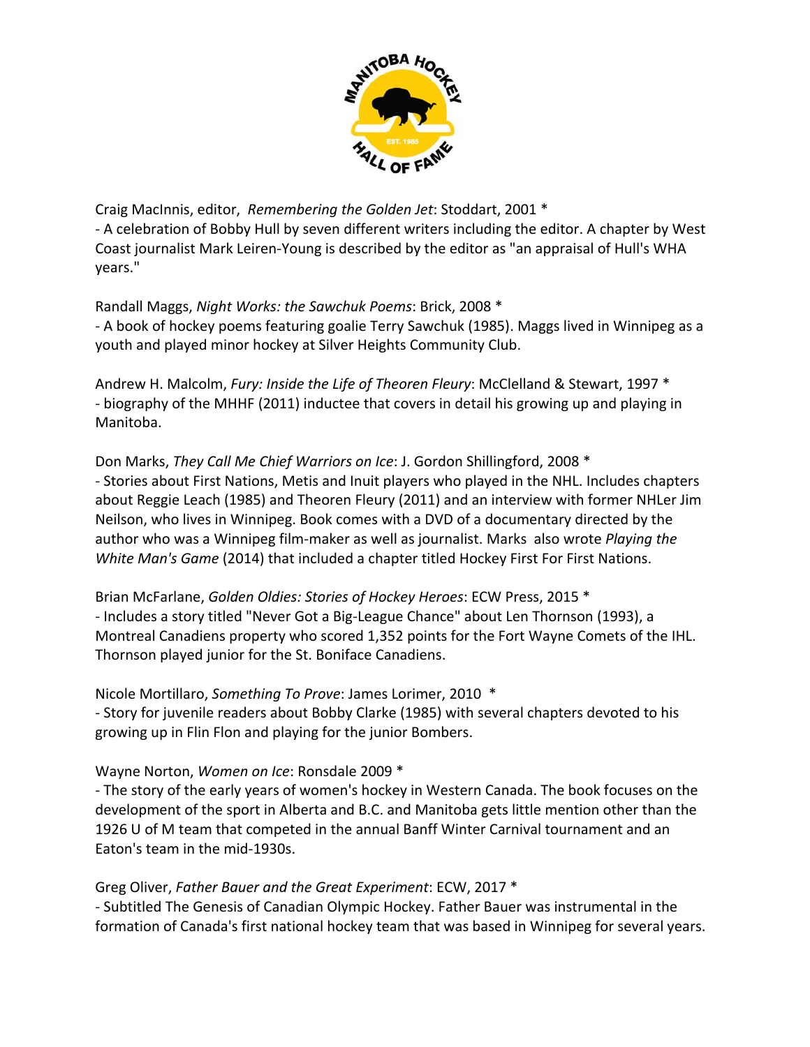Craig MacInnis, editor, *Remembering the Golden Jet*: Stoddart, 2001 *
- A celebration of Bobby Hull by seven different writers including the editor. A chapter by West Coast journalist Mark Leiren-Young is described by the editor as "an appraisal of Hull's WHA years."

Randall Maggs, *Night Works: the Sawchuk Poems*: Brick, 2008 *
- A book of hockey poems featuring goalie Terry Sawchuk (1985). Maggs lived in Winnipeg as a youth and played minor hockey at Silver Heights Community Club.

Andrew H. Malcolm, *Fury: Inside the Life of Theoren Fleury*: McClelland & Stewart, 1997 *
- biography of the MHHF (2011) inductee that covers in detail his growing up and playing in Manitoba.

Don Marks, *They Call Me Chief Warriors on Ice*: J. Gordon Shillingford, 2008 *
- Stories about First Nations, Metis and Inuit players who played in the NHL. Includes chapters about Reggie Leach (1985) and Theoren Fleury (2011) and an interview with former NHLer Jim Neilson, who lives in Winnipeg. Book comes with a DVD of a documentary directed by the author who was a Winnipeg film-maker as well as journalist. Marks also wrote *Playing the White Man's Game* (2014) that included a chapter titled Hockey First For First Nations.

Brian McFarlane, *Golden Oldies: Stories of Hockey Heroes*: ECW Press, 2015 *
- Includes a story titled "Never Got a Big-League Chance" about Len Thornson (1993), a Montreal Canadiens property who scored 1,352 points for the Fort Wayne Comets of the IHL. Thornson played junior for the St. Boniface Canadiens.

Nicole Mortillaro, *Something To Prove*: James Lorimer, 2010 *
- Story for juvenile readers about Bobby Clarke (1985) with several chapters devoted to his growing up in Flin Flon and playing for the junior Bombers.

Wayne Norton, *Women on Ice*: Ronsdale 2009 *
- The story of the early years of women's hockey in Western Canada. The book focuses on the development of the sport in Alberta and B.C. and Manitoba gets little mention other than the 1926 U of M team that competed in the annual Banff Winter Carnival tournament and an Eaton's team in the mid-1930s.

Greg Oliver, *Father Bauer and the Great Experiment*: ECW, 2017 *
- Subtitled The Genesis of Canadian Olympic Hockey. Father Bauer was instrumental in the formation of Canada's first national hockey team that was based in Winnipeg for several years.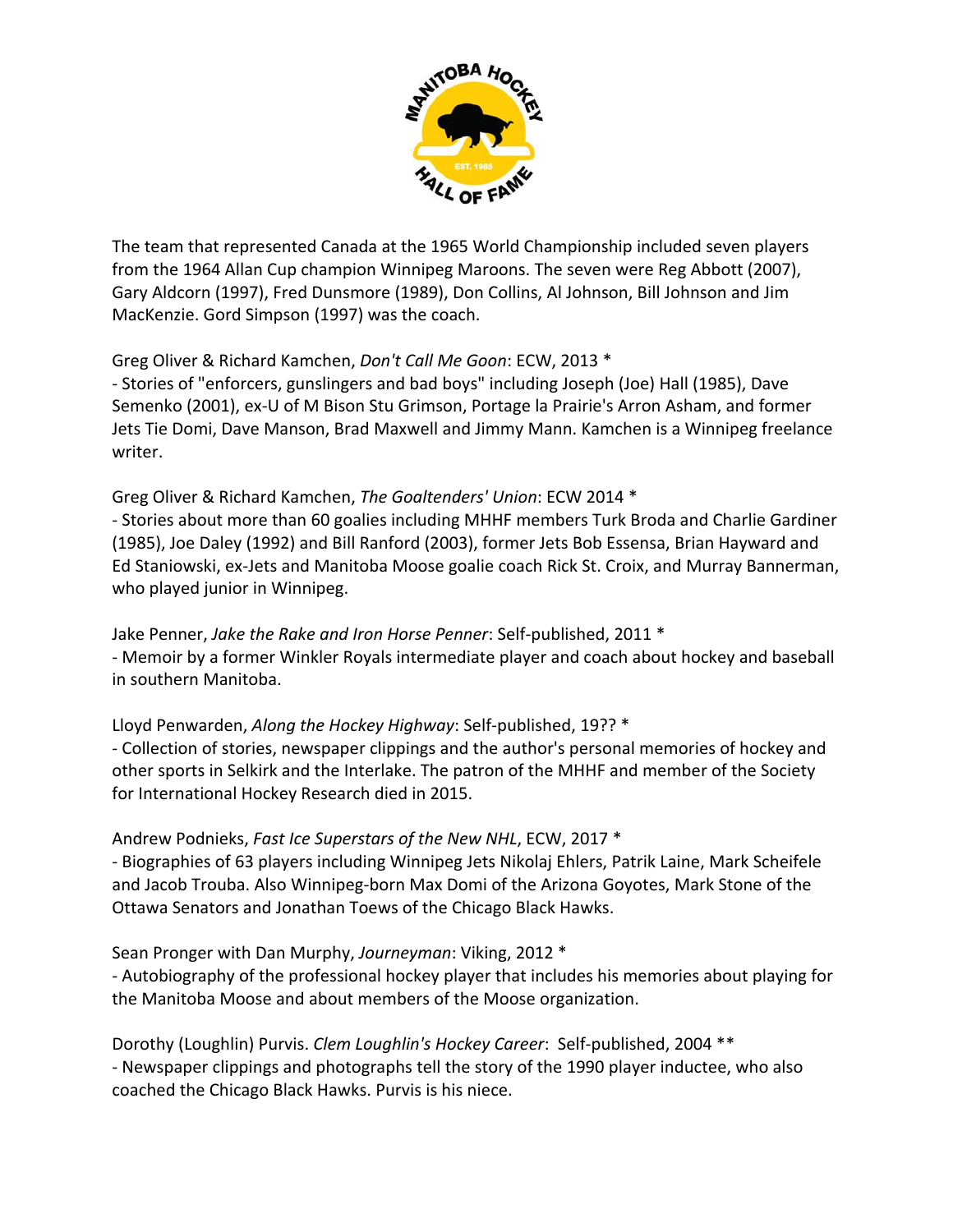The team that represented Canada at the 1965 World Championship included seven players from the 1964 Allan Cup champion Winnipeg Maroons. The seven were Reg Abbott (2007), Gary Aldcorn (1997), Fred Dunsmore (1989), Don Collins, Al Johnson, Bill Johnson and Jim MacKenzie. Gord Simpson (1997) was the coach.

Greg Oliver & Richard Kamchen, *Don't Call Me Goon*: ECW, 2013 *
- Stories of "enforcers, gunslingers and bad boys" including Joseph (Joe) Hall (1985), Dave Semenko (2001), ex-U of M Bison Stu Grimson, Portage la Prairie's Arron Asham, and former Jets Tie Domi, Dave Manson, Brad Maxwell and Jimmy Mann. Kamchen is a Winnipeg freelance writer.

Greg Oliver & Richard Kamchen, *The Goaltenders' Union*: ECW 2014 *
- Stories about more than 60 goalies including MHHF members Turk Broda and Charlie Gardiner (1985), Joe Daley (1992) and Bill Ranford (2003), former Jets Bob Essensa, Brian Hayward and Ed Staniowski, ex-Jets and Manitoba Moose goalie coach Rick St. Croix, and Murray Bannerman, who played junior in Winnipeg.

Jake Penner, *Jake the Rake and Iron Horse Penner*: Self-published, 2011 *
- Memoir by a former Winkler Royals intermediate player and coach about hockey and baseball in southern Manitoba.

Lloyd Penwarden, *Along the Hockey Highway*: Self-published, 19?? *
- Collection of stories, newspaper clippings and the author's personal memories of hockey and other sports in Selkirk and the Interlake. The patron of the MHHF and member of the Society for International Hockey Research died in 2015.

Andrew Podnieks, *Fast Ice Superstars of the New NHL*, ECW, 2017 *
- Biographies of 63 players including Winnipeg Jets Nikolaj Ehlers, Patrik Laine, Mark Scheifele and Jacob Trouba. Also Winnipeg-born Max Domi of the Arizona Goyotes, Mark Stone of the Ottawa Senators and Jonathan Toews of the Chicago Black Hawks.

Sean Pronger with Dan Murphy, *Journeyman*: Viking, 2012 *
- Autobiography of the professional hockey player that includes his memories about playing for the Manitoba Moose and about members of the Moose organization.

Dorothy (Loughlin) Purvis. *Clem Loughlin's Hockey Career*: Self-published, 2004 **
- Newspaper clippings and photographs tell the story of the 1990 player inductee, who also coached the Chicago Black Hawks. Purvis is his niece.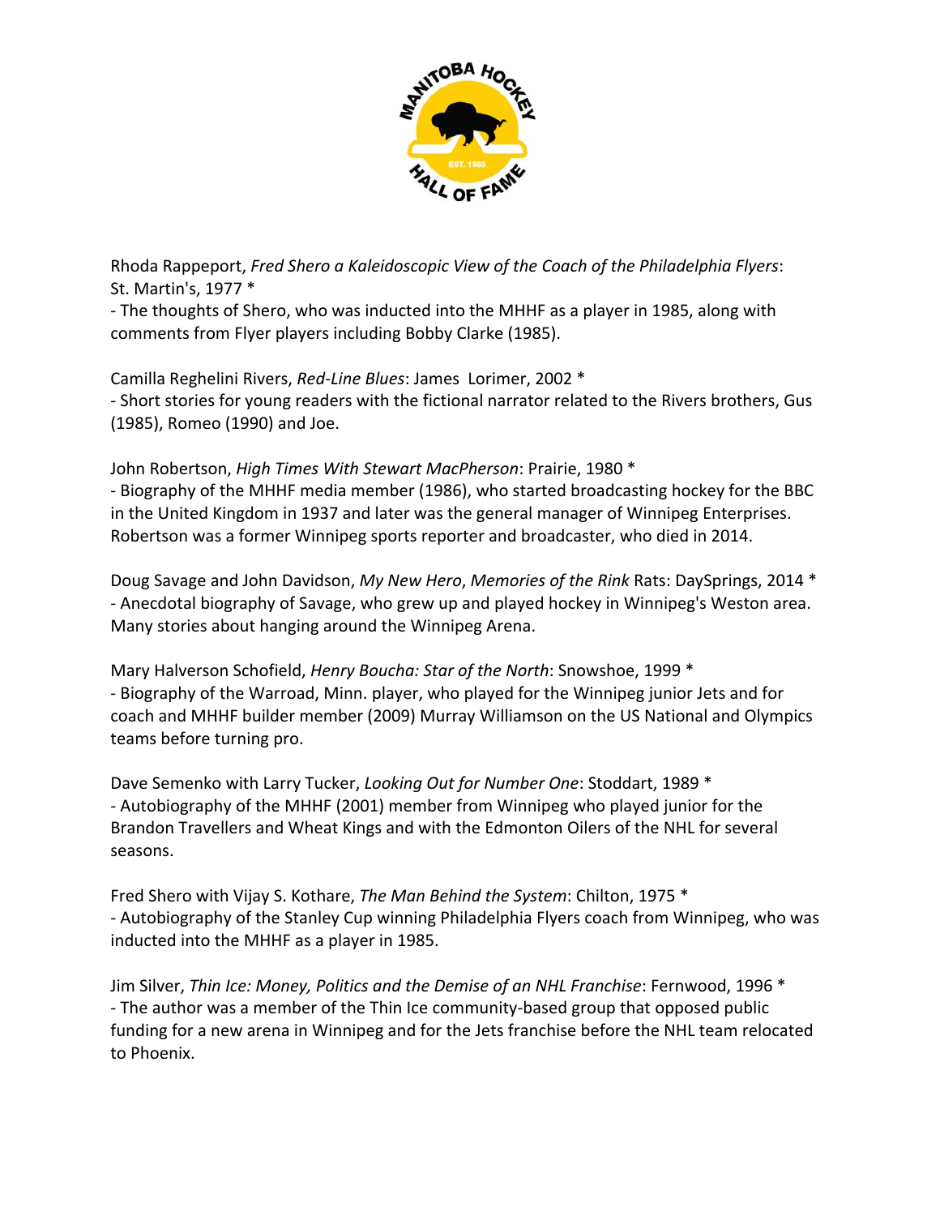Rhoda Rappeport, *Fred Shero a Kaleidoscopic View of the Coach of the Philadelphia Flyers*: St. Martin's, 1977 *
- The thoughts of Shero, who was inducted into the MHHF as a player in 1985, along with comments from Flyer players including Bobby Clarke (1985).

Camilla Reghelini Rivers, *Red-Line Blues*: James Lorimer, 2002 *
- Short stories for young readers with the fictional narrator related to the Rivers brothers, Gus (1985), Romeo (1990) and Joe.

John Robertson, *High Times With Stewart MacPherson*: Prairie, 1980 *
- Biography of the MHHF media member (1986), who started broadcasting hockey for the BBC in the United Kingdom in 1937 and later was the general manager of Winnipeg Enterprises. Robertson was a former Winnipeg sports reporter and broadcaster, who died in 2014.

Doug Savage and John Davidson, *My New Hero*, *Memories of the Rink* Rats: DaySprings, 2014 *
- Anecdotal biography of Savage, who grew up and played hockey in Winnipeg's Weston area. Many stories about hanging around the Winnipeg Arena.

Mary Halverson Schofield, *Henry Boucha: Star of the North*: Snowshoe, 1999 *
- Biography of the Warroad, Minn. player, who played for the Winnipeg junior Jets and for coach and MHHF builder member (2009) Murray Williamson on the US National and Olympics teams before turning pro.

Dave Semenko with Larry Tucker, *Looking Out for Number One*: Stoddart, 1989 *
- Autobiography of the MHHF (2001) member from Winnipeg who played junior for the Brandon Travellers and Wheat Kings and with the Edmonton Oilers of the NHL for several seasons.

Fred Shero with Vijay S. Kothare, *The Man Behind the System*: Chilton, 1975 *
- Autobiography of the Stanley Cup winning Philadelphia Flyers coach from Winnipeg, who was inducted into the MHHF as a player in 1985.

Jim Silver, *Thin Ice: Money, Politics and the Demise of an NHL Franchise*: Fernwood, 1996 *
- The author was a member of the Thin Ice community-based group that opposed public funding for a new arena in Winnipeg and for the Jets franchise before the NHL team relocated to Phoenix.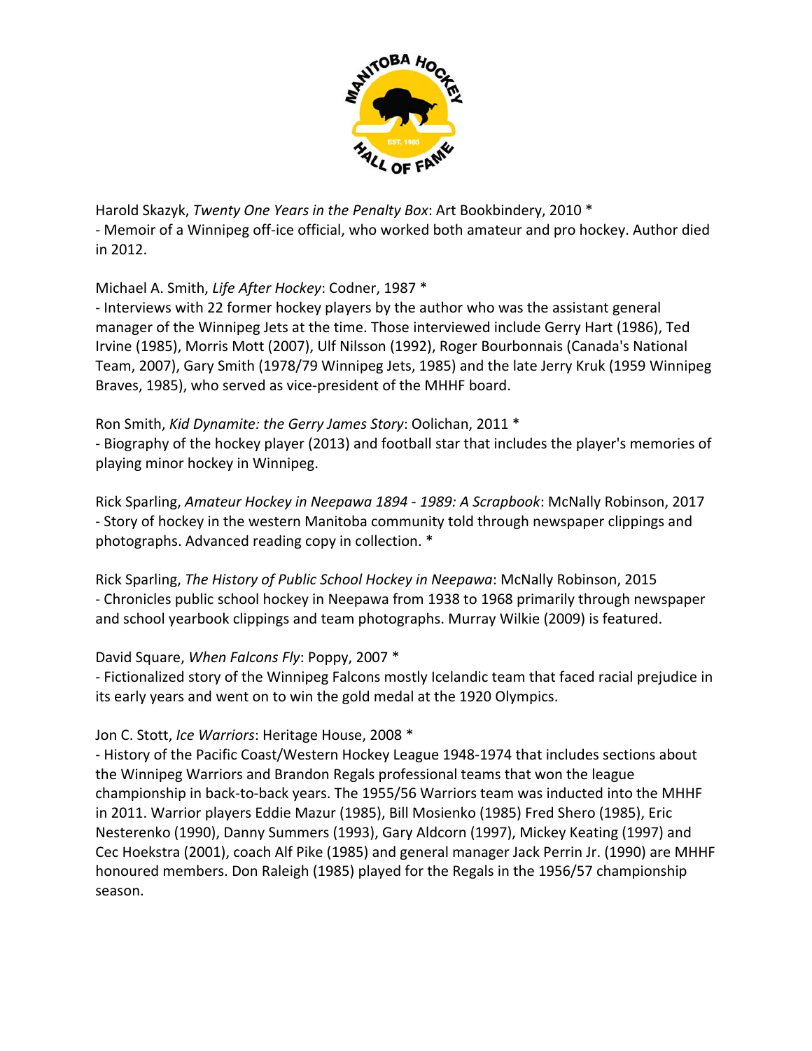Harold Skazyk, *Twenty One Years in the Penalty Box*: Art Bookbindery, 2010 *
- Memoir of a Winnipeg off-ice official, who worked both amateur and pro hockey. Author died in 2012.

Michael A. Smith, *Life After Hockey*: Codner, 1987 *
- Interviews with 22 former hockey players by the author who was the assistant general manager of the Winnipeg Jets at the time. Those interviewed include Gerry Hart (1986), Ted Irvine (1985), Morris Mott (2007), Ulf Nilsson (1992), Roger Bourbonnais (Canada's National Team, 2007), Gary Smith (1978/79 Winnipeg Jets, 1985) and the late Jerry Kruk (1959 Winnipeg Braves, 1985), who served as vice-president of the MHHF board.

Ron Smith, *Kid Dynamite: the Gerry James Story*: Oolichan, 2011 *
- Biography of the hockey player (2013) and football star that includes the player's memories of playing minor hockey in Winnipeg.

Rick Sparling, *Amateur Hockey in Neepawa 1894 - 1989: A Scrapbook*: McNally Robinson, 2017
- Story of hockey in the western Manitoba community told through newspaper clippings and photographs. Advanced reading copy in collection. *

Rick Sparling, *The History of Public School Hockey in Neepawa*: McNally Robinson, 2015
- Chronicles public school hockey in Neepawa from 1938 to 1968 primarily through newspaper and school yearbook clippings and team photographs. Murray Wilkie (2009) is featured.

David Square, *When Falcons Fly*: Poppy, 2007 *
- Fictionalized story of the Winnipeg Falcons mostly Icelandic team that faced racial prejudice in its early years and went on to win the gold medal at the 1920 Olympics.

Jon C. Stott, *Ice Warriors*: Heritage House, 2008 *
- History of the Pacific Coast/Western Hockey League 1948-1974 that includes sections about the Winnipeg Warriors and Brandon Regals professional teams that won the league championship in back-to-back years. The 1955/56 Warriors team was inducted into the MHHF in 2011. Warrior players Eddie Mazur (1985), Bill Mosienko (1985) Fred Shero (1985), Eric Nesterenko (1990), Danny Summers (1993), Gary Aldcorn (1997), Mickey Keating (1997) and Cec Hoekstra (2001), coach Alf Pike (1985) and general manager Jack Perrin Jr. (1990) are MHHF honoured members. Don Raleigh (1985) played for the Regals in the 1956/57 championship season.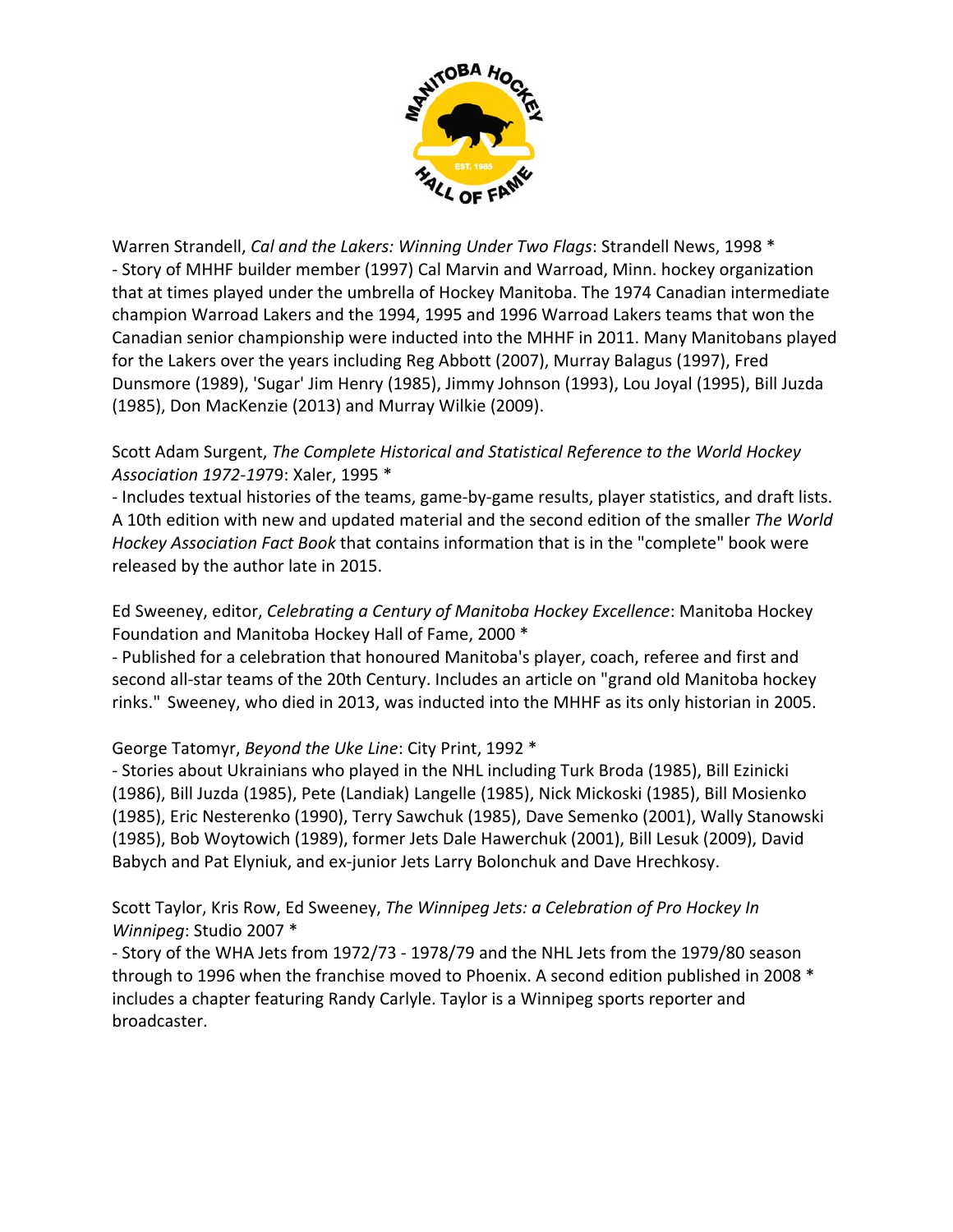Warren Strandell, *Cal and the Lakers: Winning Under Two Flags*: Strandell News, 1998 *
- Story of MHHF builder member (1997) Cal Marvin and Warroad, Minn. hockey organization that at times played under the umbrella of Hockey Manitoba. The 1974 Canadian intermediate champion Warroad Lakers and the 1994, 1995 and 1996 Warroad Lakers teams that won the Canadian senior championship were inducted into the MHHF in 2011. Many Manitobans played for the Lakers over the years including Reg Abbott (2007), Murray Balagus (1997), Fred Dunsmore (1989), 'Sugar' Jim Henry (1985), Jimmy Johnson (1993), Lou Joyal (1995), Bill Juzda (1985), Don MacKenzie (2013) and Murray Wilkie (2009).

Scott Adam Surgent, *The Complete Historical and Statistical Reference to the World Hockey Association 1972-19*79: Xaler, 1995 *
- Includes textual histories of the teams, game-by-game results, player statistics, and draft lists. A 10th edition with new and updated material and the second edition of the smaller *The World Hockey Association Fact Book* that contains information that is in the "complete" book were released by the author late in 2015.

Ed Sweeney, editor, *Celebrating a Century of Manitoba Hockey Excellence*: Manitoba Hockey Foundation and Manitoba Hockey Hall of Fame, 2000 *
- Published for a celebration that honoured Manitoba's player, coach, referee and first and second all-star teams of the 20th Century. Includes an article on "grand old Manitoba hockey rinks." Sweeney, who died in 2013, was inducted into the MHHF as its only historian in 2005.

George Tatomyr, *Beyond the Uke Line*: City Print, 1992 *
- Stories about Ukrainians who played in the NHL including Turk Broda (1985), Bill Ezinicki (1986), Bill Juzda (1985), Pete (Landiak) Langelle (1985), Nick Mickoski (1985), Bill Mosienko (1985), Eric Nesterenko (1990), Terry Sawchuk (1985), Dave Semenko (2001), Wally Stanowski (1985), Bob Woytowich (1989), former Jets Dale Hawerchuk (2001), Bill Lesuk (2009), David Babych and Pat Elyniuk, and ex-junior Jets Larry Bolonchuk and Dave Hrechkosy.

Scott Taylor, Kris Row, Ed Sweeney, *The Winnipeg Jets: a Celebration of Pro Hockey In Winnipeg*: Studio 2007 *
- Story of the WHA Jets from 1972/73 - 1978/79 and the NHL Jets from the 1979/80 season through to 1996 when the franchise moved to Phoenix. A second edition published in 2008 * includes a chapter featuring Randy Carlyle. Taylor is a Winnipeg sports reporter and broadcaster.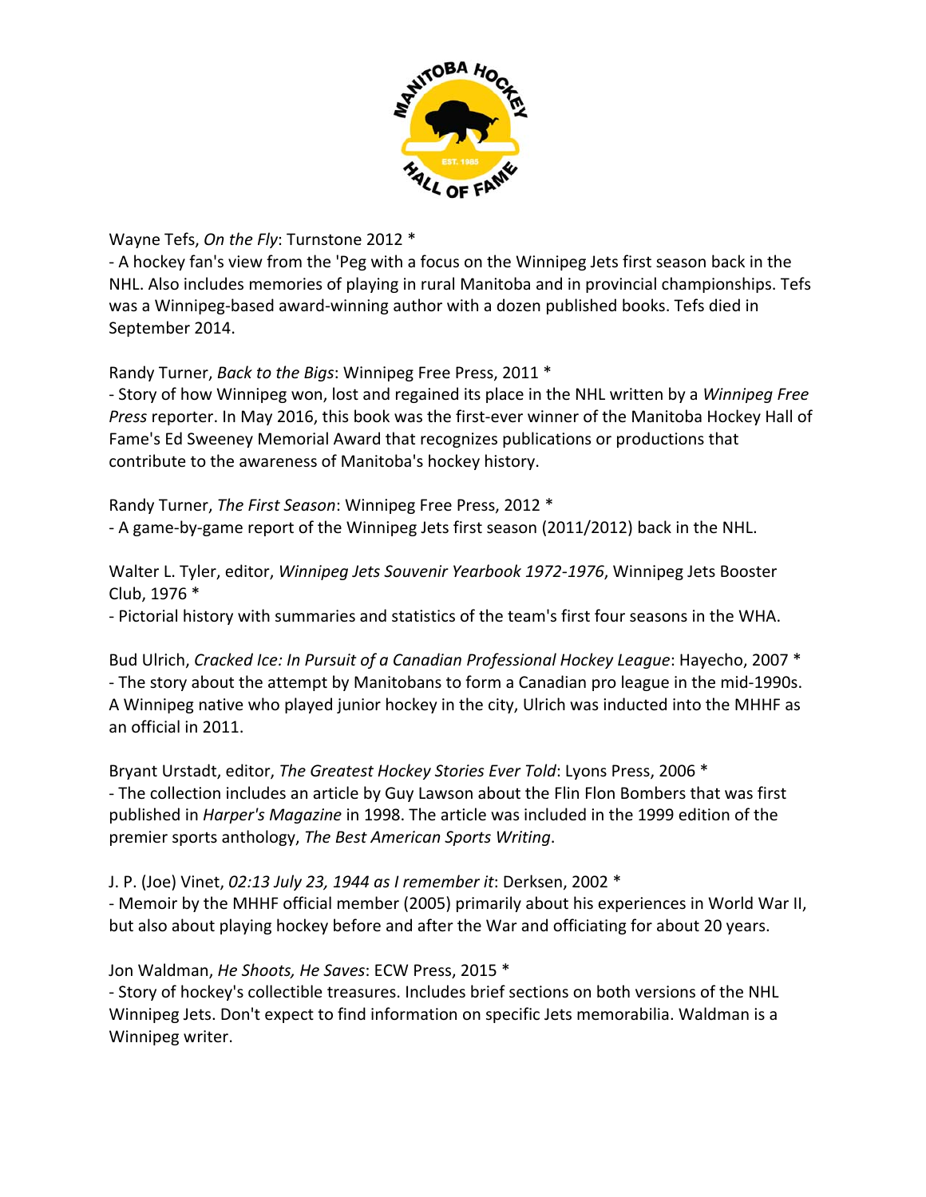Wayne Tefs, *On the Fly*: Turnstone 2012 *
- A hockey fan's view from the 'Peg with a focus on the Winnipeg Jets first season back in the NHL. Also includes memories of playing in rural Manitoba and in provincial championships. Tefs was a Winnipeg-based award-winning author with a dozen published books. Tefs died in September 2014.

Randy Turner, *Back to the Bigs*: Winnipeg Free Press, 2011 *
- Story of how Winnipeg won, lost and regained its place in the NHL written by a *Winnipeg Free Press* reporter. In May 2016, this book was the first-ever winner of the Manitoba Hockey Hall of Fame's Ed Sweeney Memorial Award that recognizes publications or productions that contribute to the awareness of Manitoba's hockey history.

Randy Turner, *The First Season*: Winnipeg Free Press, 2012 *
- A game-by-game report of the Winnipeg Jets first season (2011/2012) back in the NHL.

Walter L. Tyler, editor, *Winnipeg Jets Souvenir Yearbook 1972-1976*, Winnipeg Jets Booster Club, 1976 *
- Pictorial history with summaries and statistics of the team's first four seasons in the WHA.

Bud Ulrich, *Cracked Ice: In Pursuit of a Canadian Professional Hockey League*: Hayecho, 2007 *
- The story about the attempt by Manitobans to form a Canadian pro league in the mid-1990s. A Winnipeg native who played junior hockey in the city, Ulrich was inducted into the MHHF as an official in 2011.

Bryant Urstadt, editor, *The Greatest Hockey Stories Ever Told*: Lyons Press, 2006 *
- The collection includes an article by Guy Lawson about the Flin Flon Bombers that was first published in *Harper's Magazine* in 1998. The article was included in the 1999 edition of the premier sports anthology, *The Best American Sports Writing*.

J. P. (Joe) Vinet, *02:13 July 23, 1944 as I remember it*: Derksen, 2002 *
- Memoir by the MHHF official member (2005) primarily about his experiences in World War II, but also about playing hockey before and after the War and officiating for about 20 years.

Jon Waldman, *He Shoots, He Saves*: ECW Press, 2015 *
- Story of hockey's collectible treasures. Includes brief sections on both versions of the NHL Winnipeg Jets. Don't expect to find information on specific Jets memorabilia. Waldman is a Winnipeg writer.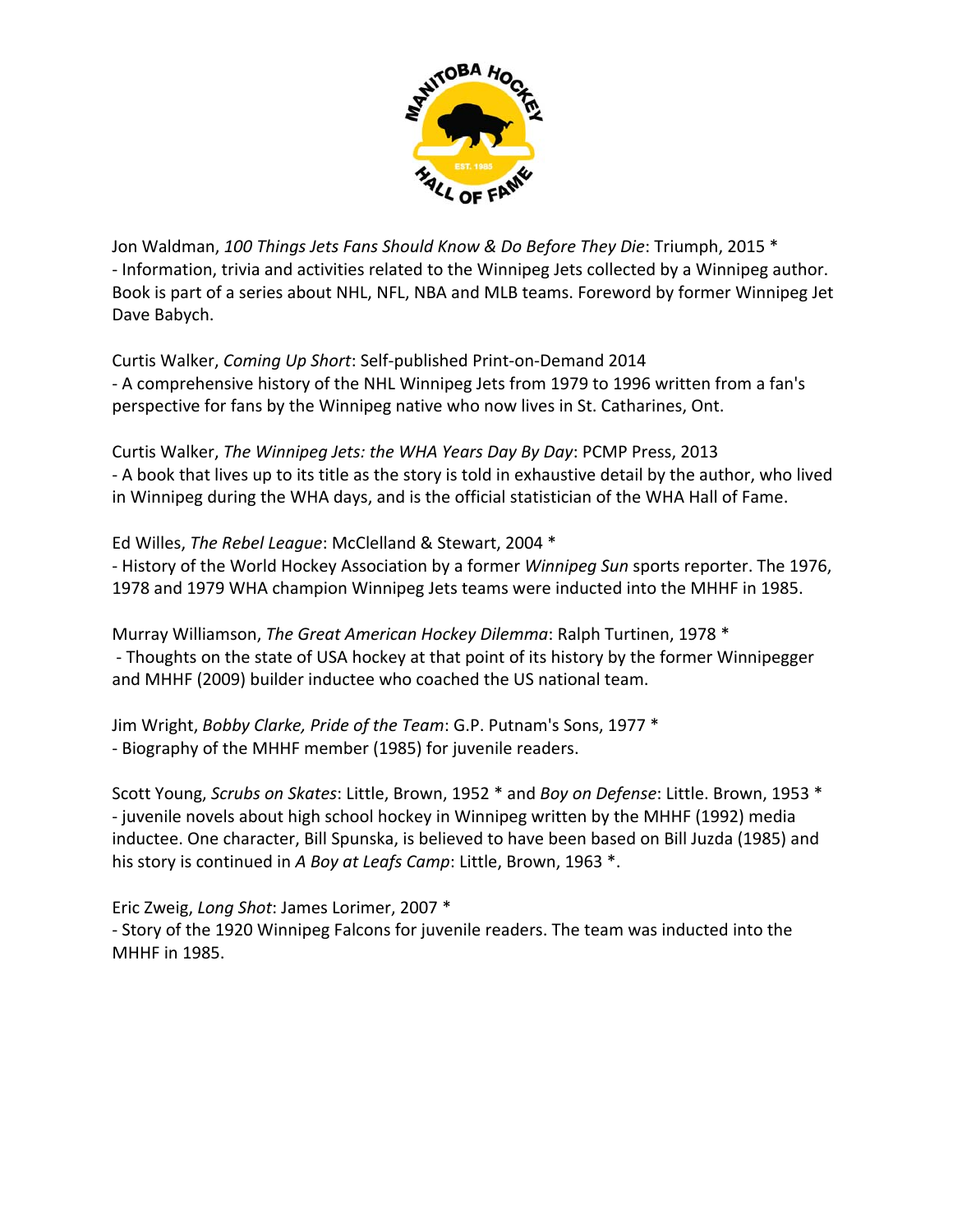Jon Waldman, *100 Things Jets Fans Should Know & Do Before They Die*: Triumph, 2015 *
- Information, trivia and activities related to the Winnipeg Jets collected by a Winnipeg author. Book is part of a series about NHL, NFL, NBA and MLB teams. Foreword by former Winnipeg Jet Dave Babych.

Curtis Walker, *Coming Up Short*: Self-published Print-on-Demand 2014
- A comprehensive history of the NHL Winnipeg Jets from 1979 to 1996 written from a fan's perspective for fans by the Winnipeg native who now lives in St. Catharines, Ont.

Curtis Walker, *The Winnipeg Jets: the WHA Years Day By Day*: PCMP Press, 2013
- A book that lives up to its title as the story is told in exhaustive detail by the author, who lived in Winnipeg during the WHA days, and is the official statistician of the WHA Hall of Fame.

Ed Willes, *The Rebel League*: McClelland & Stewart, 2004 *
- History of the World Hockey Association by a former *Winnipeg Sun* sports reporter. The 1976, 1978 and 1979 WHA champion Winnipeg Jets teams were inducted into the MHHF in 1985.

Murray Williamson, *The Great American Hockey Dilemma*: Ralph Turtinen, 1978 *
- Thoughts on the state of USA hockey at that point of its history by the former Winnipegger and MHHF (2009) builder inductee who coached the US national team.

Jim Wright, *Bobby Clarke, Pride of the Team*: G.P. Putnam's Sons, 1977 *
- Biography of the MHHF member (1985) for juvenile readers.

Scott Young, *Scrubs on Skates*: Little, Brown, 1952 * and *Boy on Defense*: Little. Brown, 1953 *
- juvenile novels about high school hockey in Winnipeg written by the MHHF (1992) media inductee. One character, Bill Spunska, is believed to have been based on Bill Juzda (1985) and his story is continued in *A Boy at Leafs Camp*: Little, Brown, 1963 *.

Eric Zweig, *Long Shot*: James Lorimer, 2007 *
- Story of the 1920 Winnipeg Falcons for juvenile readers. The team was inducted into the MHHF in 1985.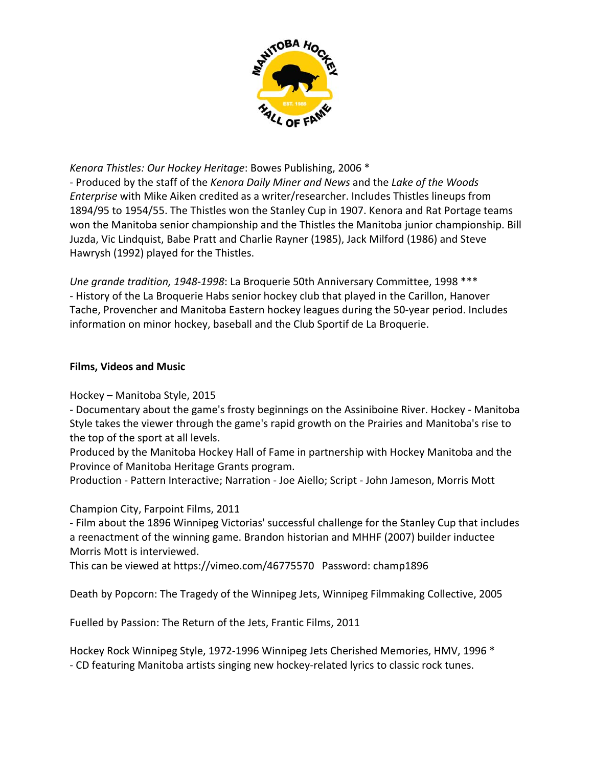*Kenora Thistles: Our Hockey Heritage*: Bowes Publishing, 2006 *
- Produced by the staff of the *Kenora Daily Miner and News* and the *Lake of the Woods Enterprise* with Mike Aiken credited as a writer/researcher. Includes Thistles lineups from 1894/95 to 1954/55. The Thistles won the Stanley Cup in 1907. Kenora and Rat Portage teams won the Manitoba senior championship and the Thistles the Manitoba junior championship. Bill Juzda, Vic Lindquist, Babe Pratt and Charlie Rayner (1985), Jack Milford (1986) and Steve Hawrysh (1992) played for the Thistles.

*Une grande tradition, 1948-1998*: La Broquerie 50th Anniversary Committee, 1998 ***
- History of the La Broquerie Habs senior hockey club that played in the Carillon, Hanover Tache, Provencher and Manitoba Eastern hockey leagues during the 50-year period. Includes information on minor hockey, baseball and the Club Sportif de La Broquerie.

**Films, Videos and Music**

Hockey – Manitoba Style, 2015
- Documentary about the game's frosty beginnings on the Assiniboine River. Hockey - Manitoba Style takes the viewer through the game's rapid growth on the Prairies and Manitoba's rise to the top of the sport at all levels.
Produced by the Manitoba Hockey Hall of Fame in partnership with Hockey Manitoba and the Province of Manitoba Heritage Grants program.
Production - Pattern Interactive; Narration - Joe Aiello; Script - John Jameson, Morris Mott

Champion City, Farpoint Films, 2011
- Film about the 1896 Winnipeg Victorias' successful challenge for the Stanley Cup that includes a reenactment of the winning game. Brandon historian and MHHF (2007) builder inductee Morris Mott is interviewed.
This can be viewed at https://vimeo.com/46775570 Password: champ1896

Death by Popcorn: The Tragedy of the Winnipeg Jets, Winnipeg Filmmaking Collective, 2005

Fuelled by Passion: The Return of the Jets, Frantic Films, 2011

Hockey Rock Winnipeg Style, 1972-1996 Winnipeg Jets Cherished Memories, HMV, 1996 *
- CD featuring Manitoba artists singing new hockey-related lyrics to classic rock tunes.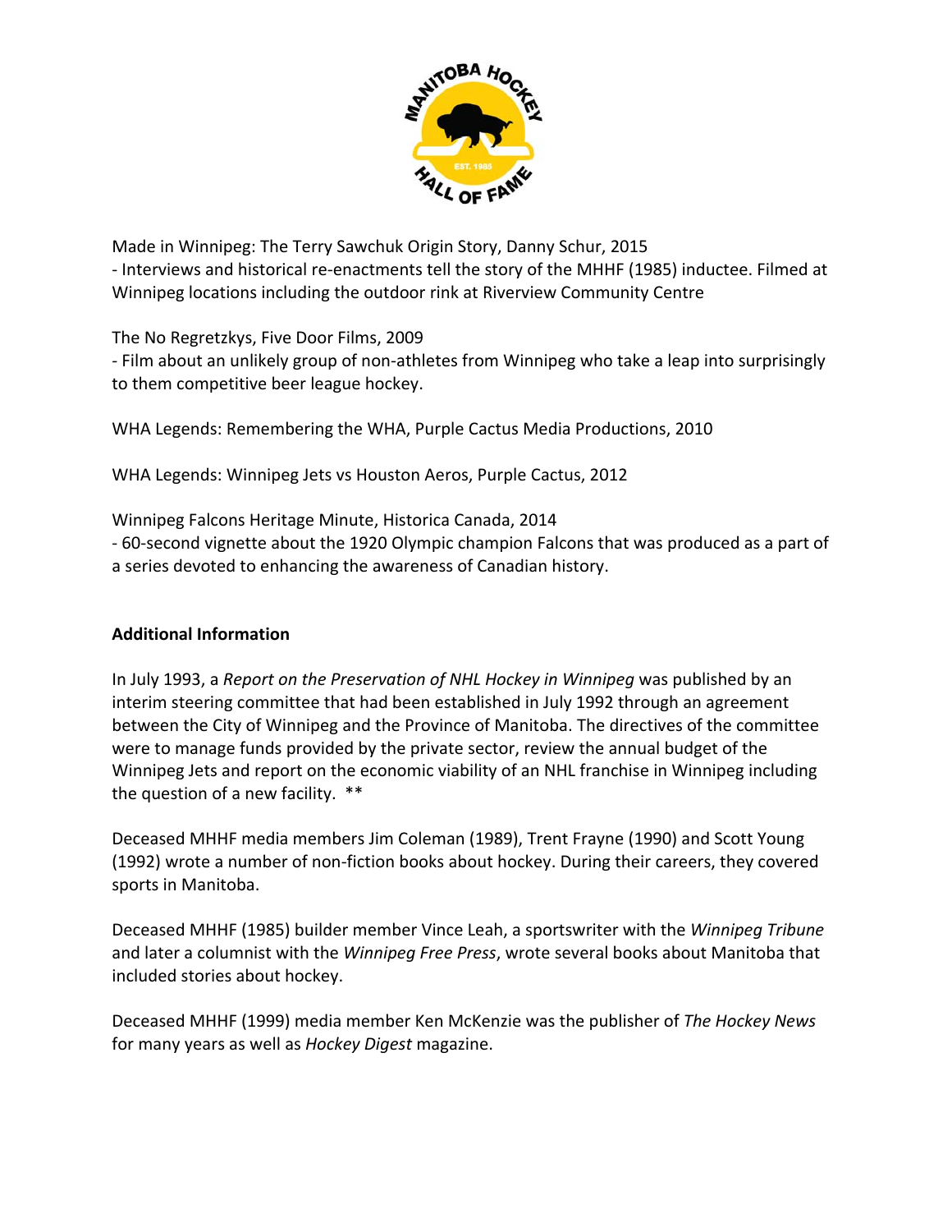Made in Winnipeg: The Terry Sawchuk Origin Story, Danny Schur, 2015
- Interviews and historical re-enactments tell the story of the MHHF (1985) inductee. Filmed at Winnipeg locations including the outdoor rink at Riverview Community Centre

The No Regretzkys, Five Door Films, 2009
- Film about an unlikely group of non-athletes from Winnipeg who take a leap into surprisingly to them competitive beer league hockey.

WHA Legends: Remembering the WHA, Purple Cactus Media Productions, 2010

WHA Legends: Winnipeg Jets vs Houston Aeros, Purple Cactus, 2012

Winnipeg Falcons Heritage Minute, Historica Canada, 2014
- 60-second vignette about the 1920 Olympic champion Falcons that was produced as a part of a series devoted to enhancing the awareness of Canadian history.

**Additional Information**

In July 1993, a *Report on the Preservation of NHL Hockey in Winnipeg* was published by an interim steering committee that had been established in July 1992 through an agreement between the City of Winnipeg and the Province of Manitoba. The directives of the committee were to manage funds provided by the private sector, review the annual budget of the Winnipeg Jets and report on the economic viability of an NHL franchise in Winnipeg including the question of a new facility. **

Deceased MHHF media members Jim Coleman (1989), Trent Frayne (1990) and Scott Young (1992) wrote a number of non-fiction books about hockey. During their careers, they covered sports in Manitoba.

Deceased MHHF (1985) builder member Vince Leah, a sportswriter with the *Winnipeg Tribune* and later a columnist with the *Winnipeg Free Press*, wrote several books about Manitoba that included stories about hockey.

Deceased MHHF (1999) media member Ken McKenzie was the publisher of *The Hockey News* for many years as well as *Hockey Digest* magazine.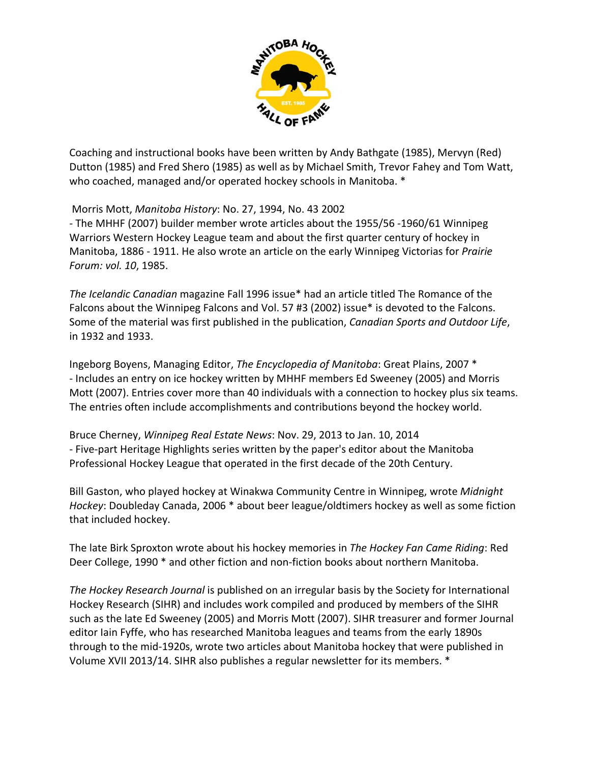Coaching and instructional books have been written by Andy Bathgate (1985), Mervyn (Red) Dutton (1985) and Fred Shero (1985) as well as by Michael Smith, Trevor Fahey and Tom Watt, who coached, managed and/or operated hockey schools in Manitoba. *

Morris Mott, *Manitoba History*: No. 27, 1994, No. 43 2002
- The MHHF (2007) builder member wrote articles about the 1955/56 -1960/61 Winnipeg Warriors Western Hockey League team and about the first quarter century of hockey in Manitoba, 1886 - 1911. He also wrote an article on the early Winnipeg Victorias for *Prairie Forum: vol. 10*, 1985.

*The Icelandic Canadian* magazine Fall 1996 issue* had an article titled The Romance of the Falcons about the Winnipeg Falcons and Vol. 57 #3 (2002) issue* is devoted to the Falcons. Some of the material was first published in the publication, *Canadian Sports and Outdoor Life*, in 1932 and 1933.

Ingeborg Boyens, Managing Editor, *The Encyclopedia of Manitoba*: Great Plains, 2007 *
- Includes an entry on ice hockey written by MHHF members Ed Sweeney (2005) and Morris Mott (2007). Entries cover more than 40 individuals with a connection to hockey plus six teams. The entries often include accomplishments and contributions beyond the hockey world.

Bruce Cherney, *Winnipeg Real Estate News*: Nov. 29, 2013 to Jan. 10, 2014
- Five-part Heritage Highlights series written by the paper's editor about the Manitoba Professional Hockey League that operated in the first decade of the 20th Century.

Bill Gaston, who played hockey at Winakwa Community Centre in Winnipeg, wrote *Midnight Hockey*: Doubleday Canada, 2006 * about beer league/oldtimers hockey as well as some fiction that included hockey.

The late Birk Sproxton wrote about his hockey memories in *The Hockey Fan Came Riding*: Red Deer College, 1990 * and other fiction and non-fiction books about northern Manitoba.

*The Hockey Research Journal* is published on an irregular basis by the Society for International Hockey Research (SIHR) and includes work compiled and produced by members of the SIHR such as the late Ed Sweeney (2005) and Morris Mott (2007). SIHR treasurer and former Journal editor Iain Fyffe, who has researched Manitoba leagues and teams from the early 1890s through to the mid-1920s, wrote two articles about Manitoba hockey that were published in Volume XVII 2013/14. SIHR also publishes a regular newsletter for its members. *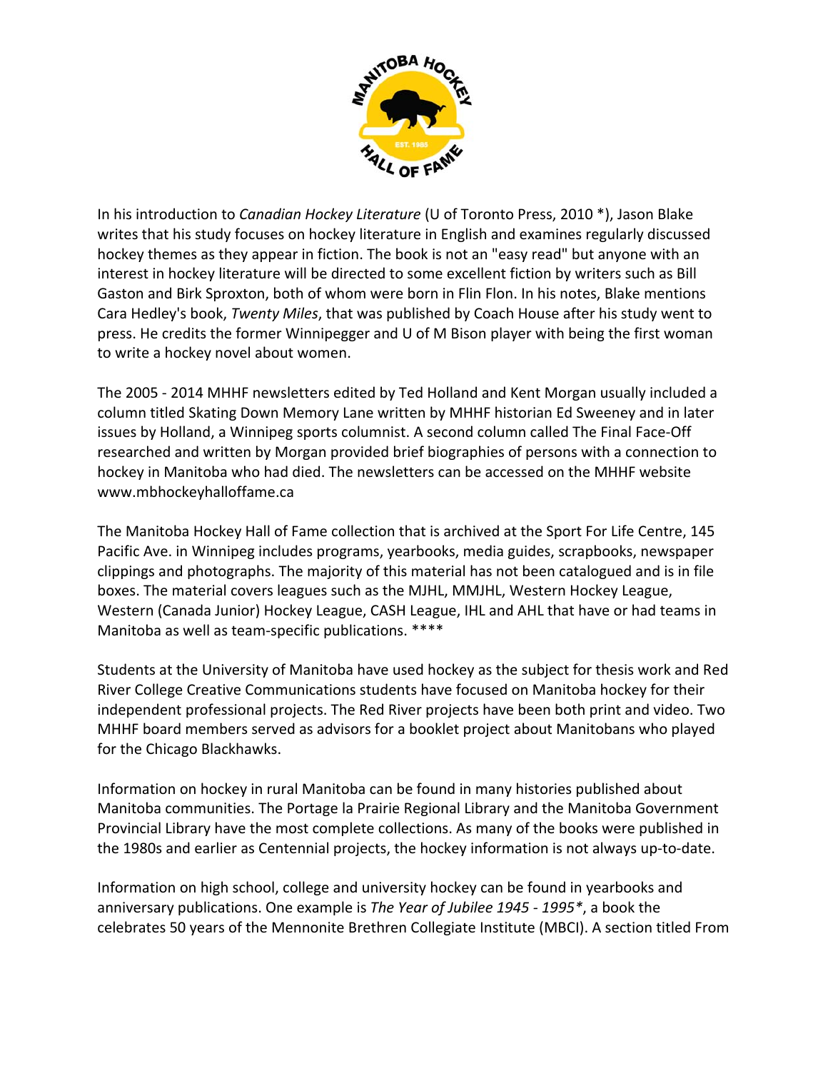In his introduction to *Canadian Hockey Literature* (U of Toronto Press, 2010 *), Jason Blake writes that his study focuses on hockey literature in English and examines regularly discussed hockey themes as they appear in fiction. The book is not an "easy read" but anyone with an interest in hockey literature will be directed to some excellent fiction by writers such as Bill Gaston and Birk Sproxton, both of whom were born in Flin Flon. In his notes, Blake mentions Cara Hedley's book, *Twenty Miles*, that was published by Coach House after his study went to press. He credits the former Winnipegger and U of M Bison player with being the first woman to write a hockey novel about women.

The 2005 - 2014 MHHF newsletters edited by Ted Holland and Kent Morgan usually included a column titled Skating Down Memory Lane written by MHHF historian Ed Sweeney and in later issues by Holland, a Winnipeg sports columnist. A second column called The Final Face-Off researched and written by Morgan provided brief biographies of persons with a connection to hockey in Manitoba who had died. The newsletters can be accessed on the MHHF website www.mbhockeyhalloffame.ca

The Manitoba Hockey Hall of Fame collection that is archived at the Sport For Life Centre, 145 Pacific Ave. in Winnipeg includes programs, yearbooks, media guides, scrapbooks, newspaper clippings and photographs. The majority of this material has not been catalogued and is in file boxes. The material covers leagues such as the MJHL, MMJHL, Western Hockey League, Western (Canada Junior) Hockey League, CASH League, IHL and AHL that have or had teams in Manitoba as well as team-specific publications. ****

Students at the University of Manitoba have used hockey as the subject for thesis work and Red River College Creative Communications students have focused on Manitoba hockey for their independent professional projects. The Red River projects have been both print and video. Two MHHF board members served as advisors for a booklet project about Manitobans who played for the Chicago Blackhawks.

Information on hockey in rural Manitoba can be found in many histories published about Manitoba communities. The Portage la Prairie Regional Library and the Manitoba Government Provincial Library have the most complete collections. As many of the books were published in the 1980s and earlier as Centennial projects, the hockey information is not always up-to-date.

Information on high school, college and university hockey can be found in yearbooks and anniversary publications. One example is *The Year of Jubilee 1945 - 1995**, a book the celebrates 50 years of the Mennonite Brethren Collegiate Institute (MBCI). A section titled From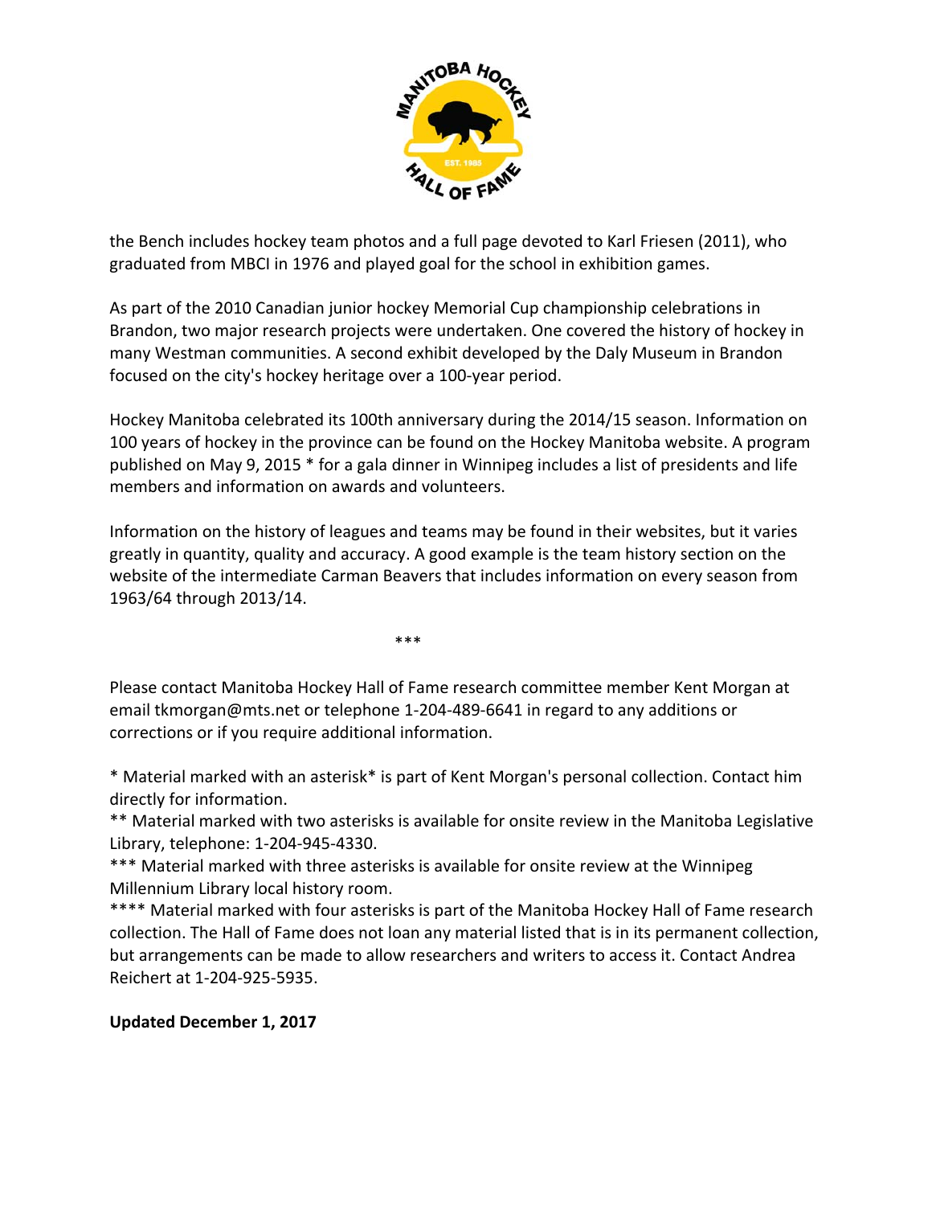the Bench includes hockey team photos and a full page devoted to Karl Friesen (2011), who graduated from MBCI in 1976 and played goal for the school in exhibition games.

As part of the 2010 Canadian junior hockey Memorial Cup championship celebrations in Brandon, two major research projects were undertaken. One covered the history of hockey in many Westman communities. A second exhibit developed by the Daly Museum in Brandon focused on the city's hockey heritage over a 100-year period.

Hockey Manitoba celebrated its 100th anniversary during the 2014/15 season. Information on 100 years of hockey in the province can be found on the Hockey Manitoba website. A program published on May 9, 2015 * for a gala dinner in Winnipeg includes a list of presidents and life members and information on awards and volunteers.

Information on the history of leagues and teams may be found in their websites, but it varies greatly in quantity, quality and accuracy. A good example is the team history section on the website of the intermediate Carman Beavers that includes information on every season from 1963/64 through 2013/14.

***

Please contact Manitoba Hockey Hall of Fame research committee member Kent Morgan at email tkmorgan@mts.net or telephone 1-204-489-6641 in regard to any additions or corrections or if you require additional information.

* Material marked with an asterisk* is part of Kent Morgan's personal collection. Contact him directly for information.
** Material marked with two asterisks is available for onsite review in the Manitoba Legislative Library, telephone: 1-204-945-4330.
*** Material marked with three asterisks is available for onsite review at the Winnipeg Millennium Library local history room.
**** Material marked with four asterisks is part of the Manitoba Hockey Hall of Fame research collection. The Hall of Fame does not loan any material listed that is in its permanent collection, but arrangements can be made to allow researchers and writers to access it. Contact Andrea Reichert at 1-204-925-5935.

**Updated December 1, 2017**